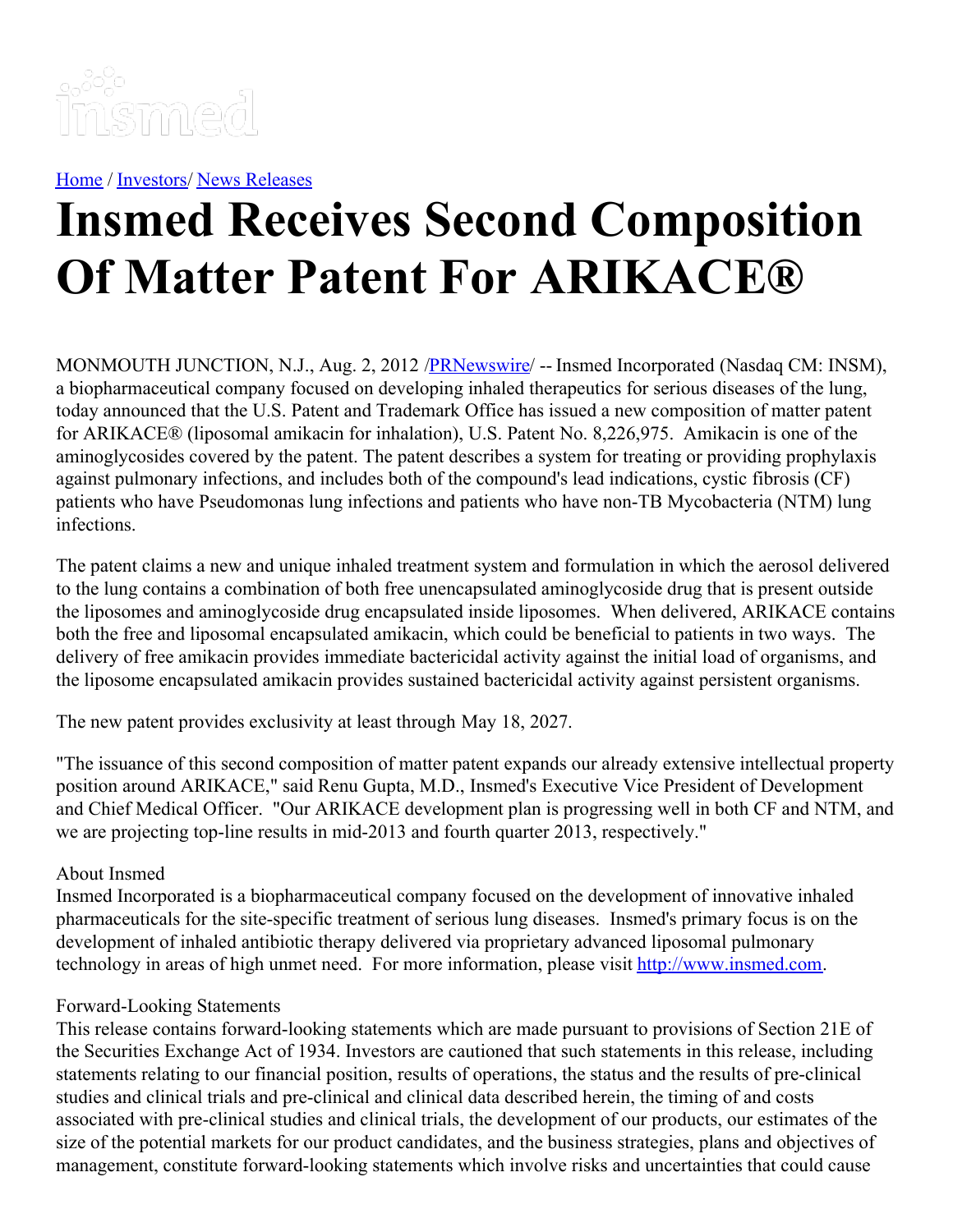insmed

Home / Investors/ News Releases

# Insmed Receives Second Composition Of Matter Patent For ARIKACE®

MONMOUTH JUNCTION, N.J., Aug. 2, 2012 /PRNewswire/ -- Insmed Incorporated (Nasdaq CM: INSM), a biopharmaceutical company focused on developing inhaled therapeutics for serious diseases of the lung, today announced that the U.S. Patent and Trademark Office has issued a new composition of matter patent for ARIKACE® (liposomal amikacin for inhalation), U.S. Patent No. 8,226,975. Amikacin is one of the aminoglycosides covered by the patent. The patent describes a system for treating or providing prophylaxis against pulmonary infections, and includes both of the compound's lead indications, cystic fibrosis (CF) patients who have Pseudomonas lung infections and patients who have non-TB Mycobacteria (NTM) lung infections.

The patent claims a new and unique inhaled treatment system and formulation in which the aerosol delivered to the lung contains a combination of both free unencapsulated aminoglycoside drug that is present outside the liposomes and aminoglycoside drug encapsulated inside liposomes. When delivered, ARIKACE contains both the free and liposomal encapsulated amikacin, which could be beneficial to patients in two ways. The delivery of free amikacin provides immediate bactericidal activity against the initial load of organisms, and the liposome encapsulated amikacin provides sustained bactericidal activity against persistent organisms.

The new patent provides exclusivity at least through May 18, 2027.

"The issuance of this second composition of matter patent expands our already extensive intellectual property position around ARIKACE," said Renu Gupta, M.D., Insmed's Executive Vice President of Development and Chief Medical Officer. "Our ARIKACE development plan is progressing well in both CF and NTM, and we are projecting top-line results in mid-2013 and fourth quarter 2013, respectively."

About Insmed
Insmed Incorporated is a biopharmaceutical company focused on the development of innovative inhaled pharmaceuticals for the site-specific treatment of serious lung diseases. Insmed's primary focus is on the development of inhaled antibiotic therapy delivered via proprietary advanced liposomal pulmonary technology in areas of high unmet need. For more information, please visit http://www.insmed.com.

Forward-Looking Statements
This release contains forward-looking statements which are made pursuant to provisions of Section 21E of the Securities Exchange Act of 1934. Investors are cautioned that such statements in this release, including statements relating to our financial position, results of operations, the status and the results of pre-clinical studies and clinical trials and pre-clinical and clinical data described herein, the timing of and costs associated with pre-clinical studies and clinical trials, the development of our products, our estimates of the size of the potential markets for our product candidates, and the business strategies, plans and objectives of management, constitute forward-looking statements which involve risks and uncertainties that could cause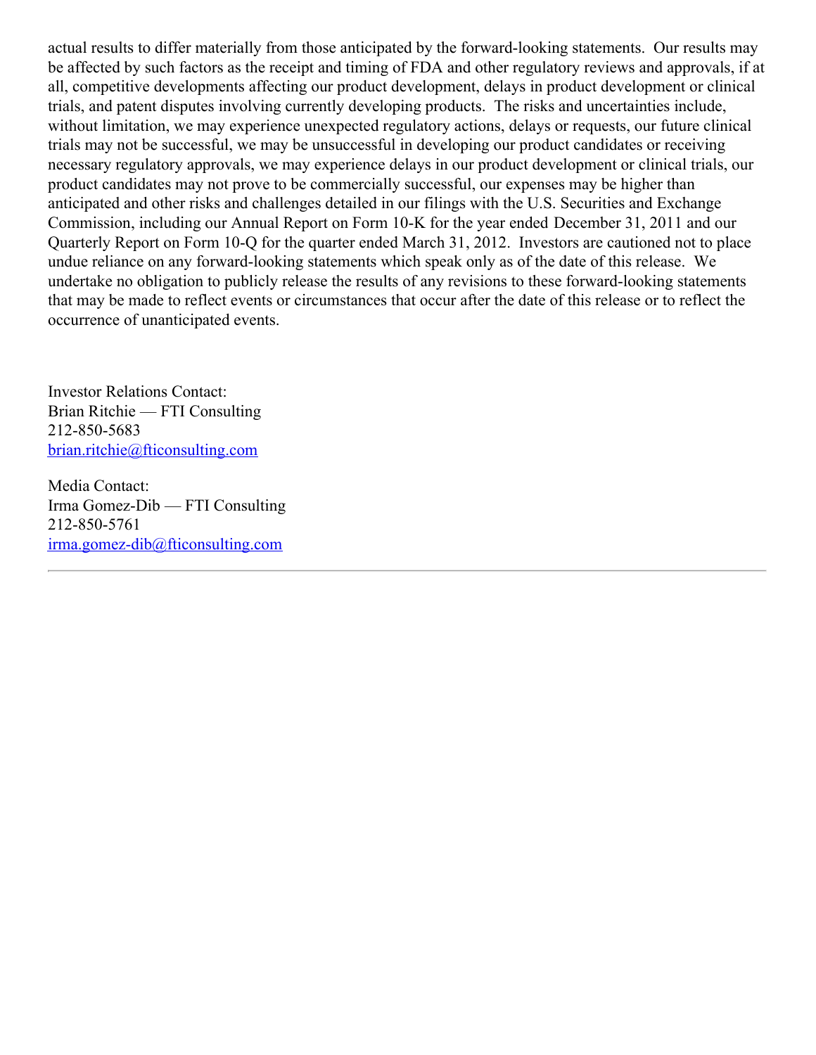actual results to differ materially from those anticipated by the forward-looking statements. Our results may be affected by such factors as the receipt and timing of FDA and other regulatory reviews and approvals, if at all, competitive developments affecting our product development, delays in product development or clinical trials, and patent disputes involving currently developing products. The risks and uncertainties include, without limitation, we may experience unexpected regulatory actions, delays or requests, our future clinical trials may not be successful, we may be unsuccessful in developing our product candidates or receiving necessary regulatory approvals, we may experience delays in our product development or clinical trials, our product candidates may not prove to be commercially successful, our expenses may be higher than anticipated and other risks and challenges detailed in our filings with the U.S. Securities and Exchange Commission, including our Annual Report on Form 10-K for the year ended December 31, 2011 and our Quarterly Report on Form 10-Q for the quarter ended March 31, 2012. Investors are cautioned not to place undue reliance on any forward-looking statements which speak only as of the date of this release. We undertake no obligation to publicly release the results of any revisions to these forward-looking statements that may be made to reflect events or circumstances that occur after the date of this release or to reflect the occurrence of unanticipated events.

Investor Relations Contact:
Brian Ritchie — FTI Consulting
212-850-5683
brian.ritchie@fticonsulting.com

Media Contact:
Irma Gomez-Dib — FTI Consulting
212-850-5761
irma.gomez-dib@fticonsulting.com

---